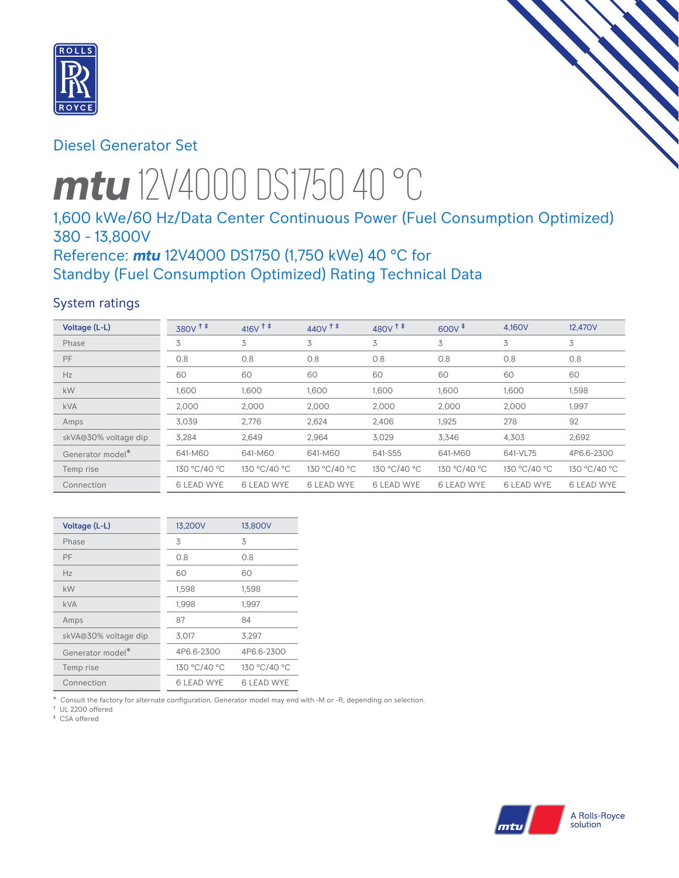Diesel Generator Set

# *mtu* 12V4000 DS1750 40 °C

## 1,600 kWe/60 Hz/Data Center Continuous Power (Fuel Consumption Optimized) 380 - 13,800V Reference: *mtu* 12V4000 DS1750 (1,750 kWe) 40 °C for Standby (Fuel Consumption Optimized) Rating Technical Data

### System ratings

| Voltage (L-L) | 380V † ‡ | 416V † ‡ | 440V † ‡ | 480V † ‡ | 600V ‡ | 4,160V | 12,470V |
|---|---|---|---|---|---|---|---|
| Phase | 3 | 3 | 3 | 3 | 3 | 3 | 3 |
| PF | 0.8 | 0.8 | 0.8 | 0.8 | 0.8 | 0.8 | 0.8 |
| Hz | 60 | 60 | 60 | 60 | 60 | 60 | 60 |
| kW | 1,600 | 1,600 | 1,600 | 1,600 | 1,600 | 1,600 | 1,598 |
| kVA | 2,000 | 2,000 | 2,000 | 2,000 | 2,000 | 2,000 | 1,997 |
| Amps | 3,039 | 2,776 | 2,624 | 2,406 | 1,925 | 278 | 92 |
| skVA@30% voltage dip | 3,284 | 2,649 | 2,964 | 3,029 | 3,346 | 4,303 | 2,692 |
| Generator model* | 641-M60 | 641-M60 | 641-M60 | 641-S55 | 641-M60 | 641-VL75 | 4P6.6-2300 |
| Temp rise | 130 °C/40 °C | 130 °C/40 °C | 130 °C/40 °C | 130 °C/40 °C | 130 °C/40 °C | 130 °C/40 °C | 130 °C/40 °C |
| Connection | 6 LEAD WYE | 6 LEAD WYE | 6 LEAD WYE | 6 LEAD WYE | 6 LEAD WYE | 6 LEAD WYE | 6 LEAD WYE |

| Voltage (L-L) | 13,200V | 13,800V |
|---|---|---|
| Phase | 3 | 3 |
| PF | 0.8 | 0.8 |
| Hz | 60 | 60 |
| kW | 1,598 | 1,598 |
| kVA | 1,998 | 1,997 |
| Amps | 87 | 84 |
| skVA@30% voltage dip | 3,017 | 3,297 |
| Generator model* | 4P6.6-2300 | 4P6.6-2300 |
| Temp rise | 130 °C/40 °C | 130 °C/40 °C |
| Connection | 6 LEAD WYE | 6 LEAD WYE |

\* Consult the factory for alternate configuration. Generator model may end with -M or -R, depending on selection.
† UL 2200 offered
‡ CSA offered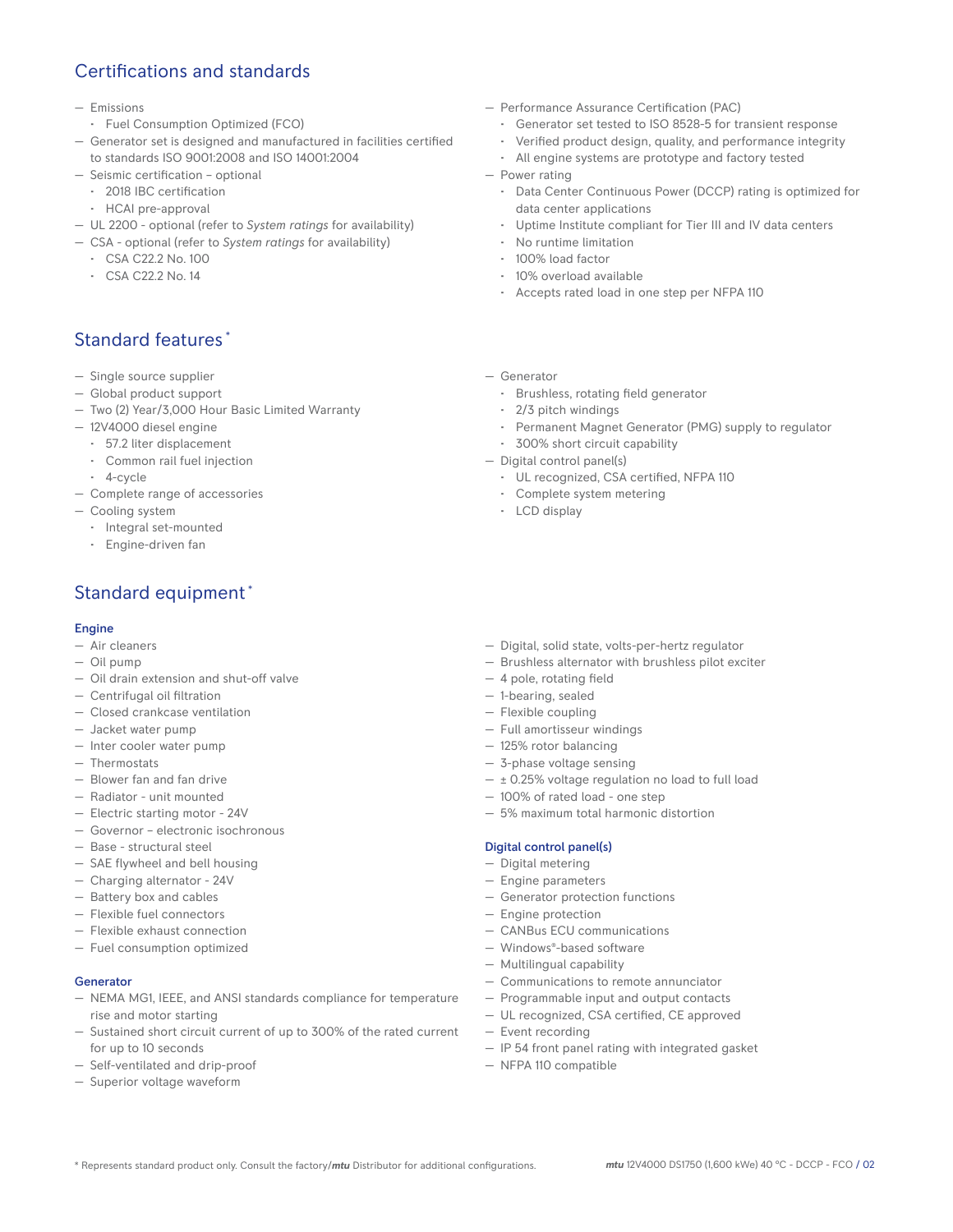## Certifications and standards

- Emissions
  - Fuel Consumption Optimized (FCO)
- Generator set is designed and manufactured in facilities certified to standards ISO 9001:2008 and ISO 14001:2004
- Seismic certification – optional
  - 2018 IBC certification
  - HCAI pre-approval
- UL 2200 - optional (refer to *System ratings* for availability)
- CSA - optional (refer to *System ratings* for availability)
  - CSA C22.2 No. 100
  - CSA C22.2 No. 14
- Performance Assurance Certification (PAC)
  - Generator set tested to ISO 8528-5 for transient response
  - Verified product design, quality, and performance integrity
  - All engine systems are prototype and factory tested
- Power rating
  - Data Center Continuous Power (DCCP) rating is optimized for data center applications
  - Uptime Institute compliant for Tier III and IV data centers
  - No runtime limitation
  - 100% load factor
  - 10% overload available
  - Accepts rated load in one step per NFPA 110

## Standard features*

- Single source supplier
- Global product support
- Two (2) Year/3,000 Hour Basic Limited Warranty
- 12V4000 diesel engine
  - 57.2 liter displacement
  - Common rail fuel injection
  - 4-cycle
- Complete range of accessories
- Cooling system
  - Integral set-mounted
  - Engine-driven fan
- Generator
  - Brushless, rotating field generator
  - 2/3 pitch windings
  - Permanent Magnet Generator (PMG) supply to regulator
  - 300% short circuit capability
- Digital control panel(s)
  - UL recognized, CSA certified, NFPA 110
  - Complete system metering
  - LCD display

## Standard equipment*

### Engine

- Air cleaners
- Oil pump
- Oil drain extension and shut-off valve
- Centrifugal oil filtration
- Closed crankcase ventilation
- Jacket water pump
- Inter cooler water pump
- Thermostats
- Blower fan and fan drive
- Radiator - unit mounted
- Electric starting motor - 24V
- Governor – electronic isochronous
- Base - structural steel
- SAE flywheel and bell housing
- Charging alternator - 24V
- Battery box and cables
- Flexible fuel connectors
- Flexible exhaust connection
- Fuel consumption optimized

### Generator

- NEMA MG1, IEEE, and ANSI standards compliance for temperature rise and motor starting
- Sustained short circuit current of up to 300% of the rated current for up to 10 seconds
- Self-ventilated and drip-proof
- Superior voltage waveform
- Digital, solid state, volts-per-hertz regulator
- Brushless alternator with brushless pilot exciter
- 4 pole, rotating field
- 1-bearing, sealed
- Flexible coupling
- Full amortisseur windings
- 125% rotor balancing
- 3-phase voltage sensing
- ± 0.25% voltage regulation no load to full load
- 100% of rated load - one step
- 5% maximum total harmonic distortion

### Digital control panel(s)

- Digital metering
- Engine parameters
- Generator protection functions
- Engine protection
- CANBus ECU communications
- Windows®-based software
- Multilingual capability
- Communications to remote annunciator
- Programmable input and output contacts
- UL recognized, CSA certified, CE approved
- Event recording
- IP 54 front panel rating with integrated gasket
- NFPA 110 compatible

* Represents standard product only. Consult the factory/*mtu* Distributor for additional configurations.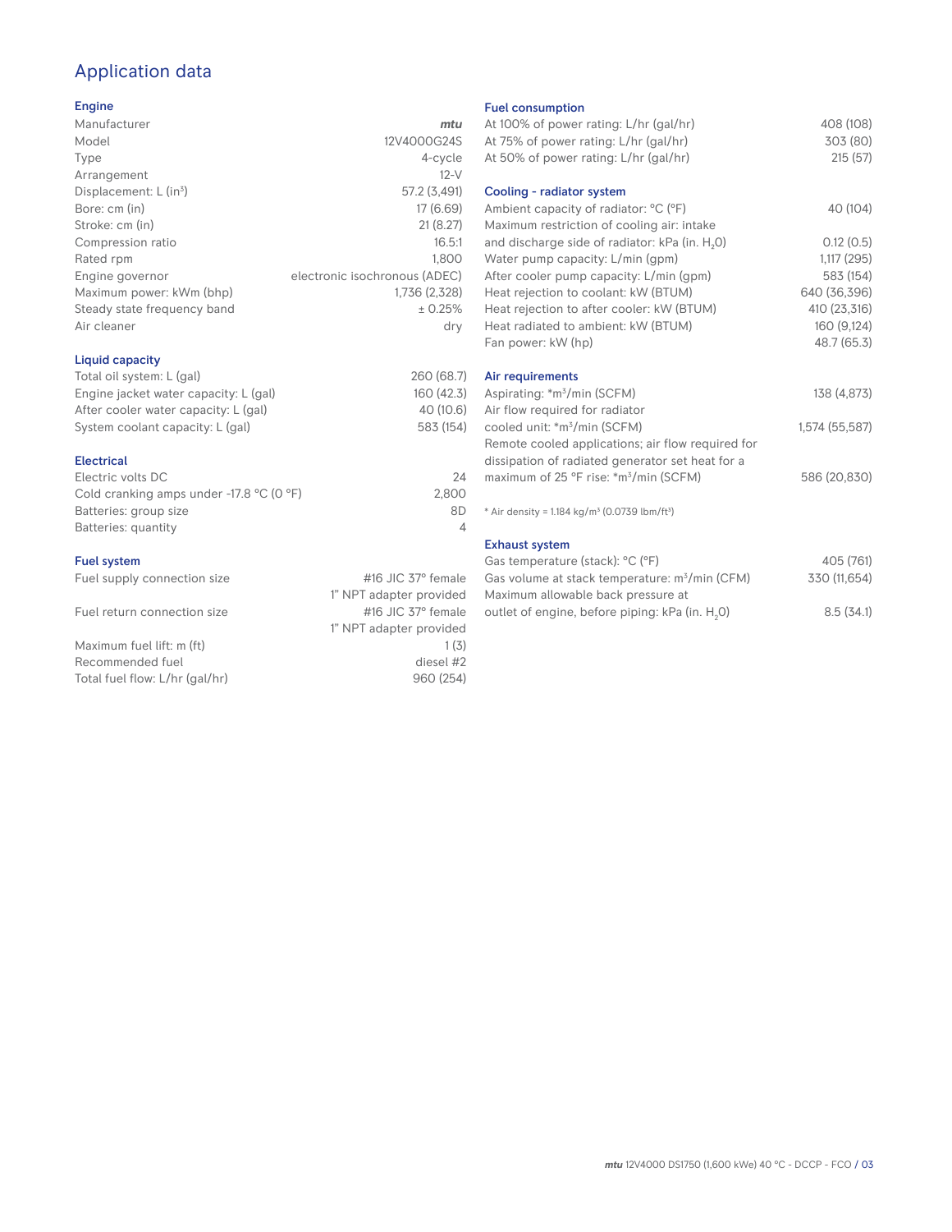# Application data

## Engine

| | |
|---|---|
| Manufacturer | *mtu* |
| Model | 12V4000G24S |
| Type | 4-cycle |
| Arrangement | 12-V |
| Displacement: L ($in^3$) | 57.2 (3,491) |
| Bore: cm (in) | 17 (6.69) |
| Stroke: cm (in) | 21 (8.27) |
| Compression ratio | 16.5:1 |
| Rated rpm | 1,800 |
| Engine governor | electronic isochronous (ADEC) |
| Maximum power: kWm (bhp) | 1,736 (2,328) |
| Steady state frequency band | ± 0.25% |
| Air cleaner | dry |

## Liquid capacity

| | |
|---|---|
| Total oil system: L (gal) | 260 (68.7) |
| Engine jacket water capacity: L (gal) | 160 (42.3) |
| After cooler water capacity: L (gal) | 40 (10.6) |
| System coolant capacity: L (gal) | 583 (154) |

## Electrical

| | |
|---|---|
| Electric volts DC | 24 |
| Cold cranking amps under -17.8 °C (0 °F) | 2,800 |
| Batteries: group size | 8D |
| Batteries: quantity | 4 |

## Fuel system

| | |
|---|---|
| Fuel supply connection size | #16 JIC 37° female 1" NPT adapter provided |
| Fuel return connection size | #16 JIC 37° female 1" NPT adapter provided |
| Maximum fuel lift: m (ft) | 1 (3) |
| Recommended fuel | diesel #2 |
| Total fuel flow: L/hr (gal/hr) | 960 (254) |

## Fuel consumption

| | |
|---|---|
| At 100% of power rating: L/hr (gal/hr) | 408 (108) |
| At 75% of power rating: L/hr (gal/hr) | 303 (80) |
| At 50% of power rating: L/hr (gal/hr) | 215 (57) |

## Cooling - radiator system

| | |
|---|---|
| Ambient capacity of radiator: °C (°F) | 40 (104) |
| Maximum restriction of cooling air: intake and discharge side of radiator: kPa (in. $H_2O$) | 0.12 (0.5) |
| Water pump capacity: L/min (gpm) | 1,117 (295) |
| After cooler pump capacity: L/min (gpm) | 583 (154) |
| Heat rejection to coolant: kW (BTUM) | 640 (36,396) |
| Heat rejection to after cooler: kW (BTUM) | 410 (23,316) |
| Heat radiated to ambient: kW (BTUM) | 160 (9,124) |
| Fan power: kW (hp) | 48.7 (65.3) |

## Air requirements

| | |
|---|---|
| Aspirating: *$m^3$/min (SCFM) | 138 (4,873) |
| Air flow required for radiator cooled unit: *$m^3$/min (SCFM) | 1,574 (55,587) |
| Remote cooled applications; air flow required for dissipation of radiated generator set heat for a maximum of 25 °F rise: *$m^3$/min (SCFM) | 586 (20,830) |

* Air density = 1.184 kg/$m^3$ (0.0739 lbm/$ft^3$)

## Exhaust system

| | |
|---|---|
| Gas temperature (stack): °C (°F) | 405 (761) |
| Gas volume at stack temperature: $m^3$/min (CFM) | 330 (11,654) |
| Maximum allowable back pressure at outlet of engine, before piping: kPa (in. $H_2O$) | 8.5 (34.1) |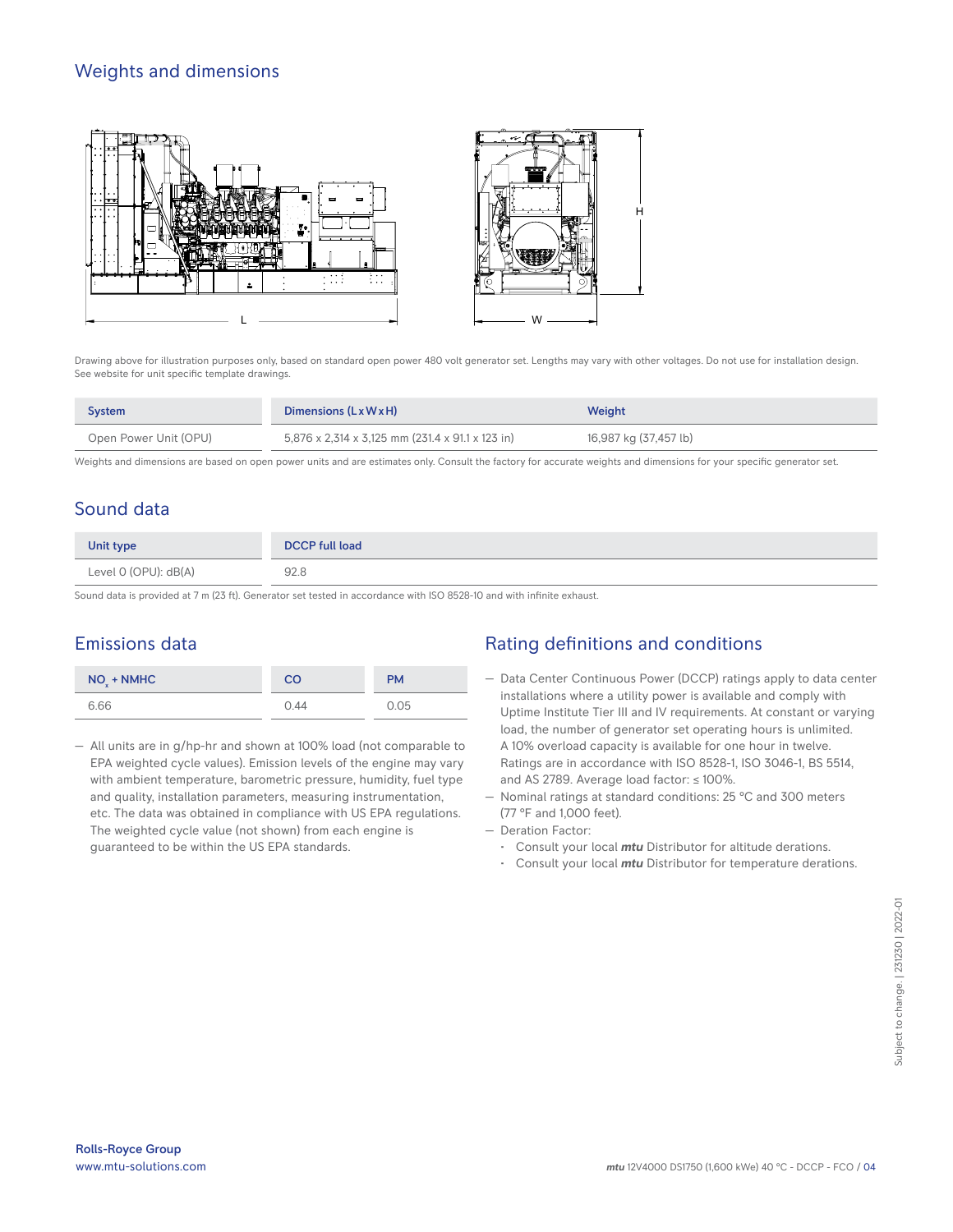## Weights and dimensions

L

W

H

Drawing above for illustration purposes only, based on standard open power 480 volt generator set. Lengths may vary with other voltages. Do not use for installation design. See website for unit specific template drawings.

| System | Dimensions (L x W x H) | Weight |
|---|---|---|
| Open Power Unit (OPU) | 5,876 x 2,314 x 3,125 mm (231.4 x 91.1 x 123 in) | 16,987 kg (37,457 lb) |

Weights and dimensions are based on open power units and are estimates only. Consult the factory for accurate weights and dimensions for your specific generator set.

## Sound data

| Unit type | DCCP full load |
|---|---|
| Level 0 (OPU): dB(A) | 92.8 |

Sound data is provided at 7 m (23 ft). Generator set tested in accordance with ISO 8528-10 and with infinite exhaust.

## Emissions data

| $NO_x$ + NMHC | CO | PM |
|---|---|---|
| 6.66 | 0.44 | 0.05 |

— All units are in g/hp-hr and shown at 100% load (not comparable to EPA weighted cycle values). Emission levels of the engine may vary with ambient temperature, barometric pressure, humidity, fuel type and quality, installation parameters, measuring instrumentation, etc. The data was obtained in compliance with US EPA regulations. The weighted cycle value (not shown) from each engine is guaranteed to be within the US EPA standards.

## Rating definitions and conditions

— Data Center Continuous Power (DCCP) ratings apply to data center installations where a utility power is available and comply with Uptime Institute Tier III and IV requirements. At constant or varying load, the number of generator set operating hours is unlimited. A 10% overload capacity is available for one hour in twelve. Ratings are in accordance with ISO 8528-1, ISO 3046-1, BS 5514, and AS 2789. Average load factor: ≤ 100%.

— Nominal ratings at standard conditions: 25 °C and 300 meters (77 °F and 1,000 feet).

— Deration Factor:
  - Consult your local ***mtu*** Distributor for altitude derations.
  - Consult your local ***mtu*** Distributor for temperature derations.

Subject to change. | 231230 | 2022-01

Rolls-Royce Group
www.mtu-solutions.com